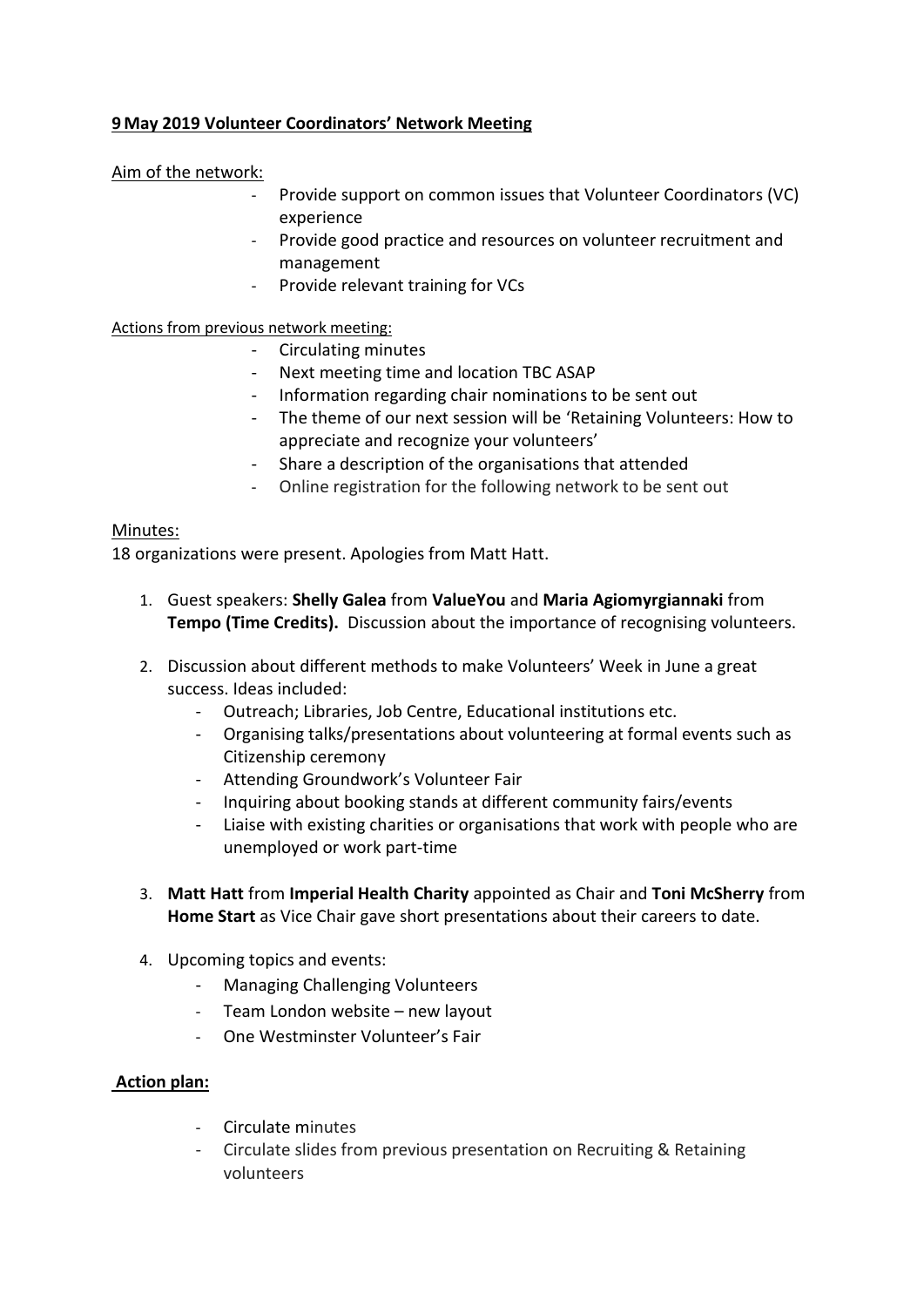**<u>9 May 2019 Volunteer Coordinators' Network Meeting</u>**

<u>Aim of the network:</u>

- Provide support on common issues that Volunteer Coordinators (VC) experience
- Provide good practice and resources on volunteer recruitment and management
- Provide relevant training for VCs

<u>Actions from previous network meeting:</u>

- Circulating minutes
- Next meeting time and location TBC ASAP
- Information regarding chair nominations to be sent out
- The theme of our next session will be 'Retaining Volunteers: How to appreciate and recognize your volunteers'
- Share a description of the organisations that attended
- Online registration for the following network to be sent out

<u>Minutes:</u>

18 organizations were present. Apologies from Matt Hatt.

1. Guest speakers: **Shelly Galea** from **ValueYou** and **Maria Agiomyrgiannaki** from **Tempo (Time Credits).** Discussion about the importance of recognising volunteers.

2. Discussion about different methods to make Volunteers' Week in June a great success. Ideas included:
   - Outreach; Libraries, Job Centre, Educational institutions etc.
   - Organising talks/presentations about volunteering at formal events such as Citizenship ceremony
   - Attending Groundwork's Volunteer Fair
   - Inquiring about booking stands at different community fairs/events
   - Liaise with existing charities or organisations that work with people who are unemployed or work part-time

3. **Matt Hatt** from **Imperial Health Charity** appointed as Chair and **Toni McSherry** from **Home Start** as Vice Chair gave short presentations about their careers to date.

4. Upcoming topics and events:
   - Managing Challenging Volunteers
   - Team London website – new layout
   - One Westminster Volunteer's Fair

**<u>Action plan:</u>**

- Circulate minutes
- Circulate slides from previous presentation on Recruiting & Retaining volunteers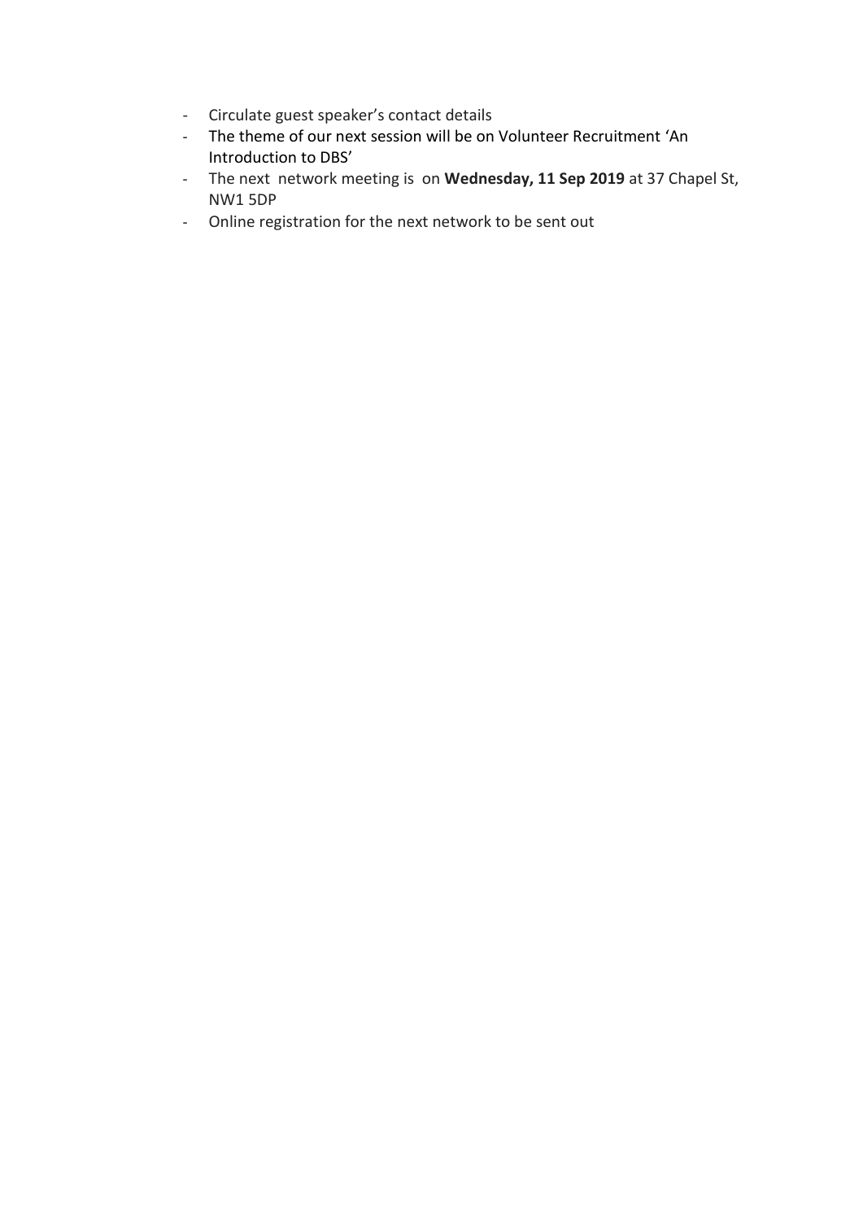- Circulate guest speaker's contact details
- The theme of our next session will be on Volunteer Recruitment 'An Introduction to DBS'
- The next network meeting is on **Wednesday, 11 Sep 2019** at 37 Chapel St, NW1 5DP
- Online registration for the next network to be sent out